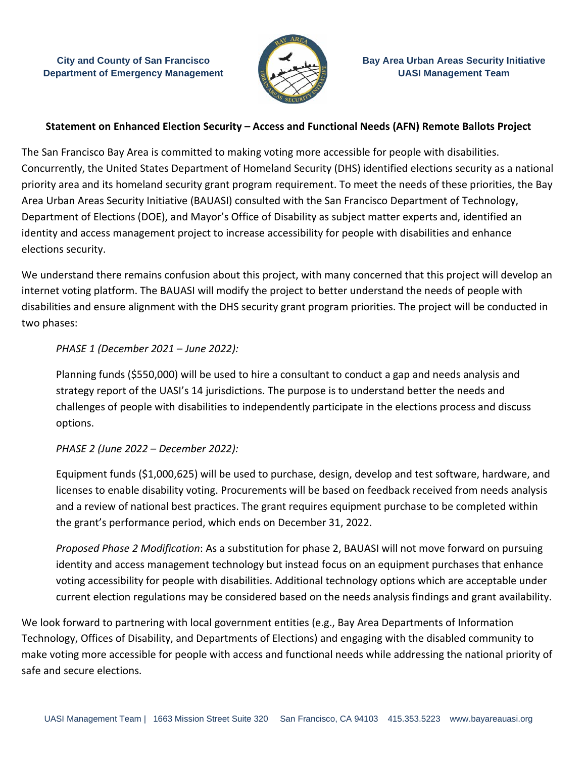**City and County of San Francisco**
**Department of Emergency Management**

**Bay Area Urban Areas Security Initiative**
**UASI Management Team**

## Statement on Enhanced Election Security – Access and Functional Needs (AFN) Remote Ballots Project

The San Francisco Bay Area is committed to making voting more accessible for people with disabilities. Concurrently, the United States Department of Homeland Security (DHS) identified elections security as a national priority area and its homeland security grant program requirement. To meet the needs of these priorities, the Bay Area Urban Areas Security Initiative (BAUASI) consulted with the San Francisco Department of Technology, Department of Elections (DOE), and Mayor's Office of Disability as subject matter experts and, identified an identity and access management project to increase accessibility for people with disabilities and enhance elections security.

We understand there remains confusion about this project, with many concerned that this project will develop an internet voting platform. The BAUASI will modify the project to better understand the needs of people with disabilities and ensure alignment with the DHS security grant program priorities. The project will be conducted in two phases:

*PHASE 1 (December 2021 – June 2022):*

Planning funds ($550,000) will be used to hire a consultant to conduct a gap and needs analysis and strategy report of the UASI's 14 jurisdictions. The purpose is to understand better the needs and challenges of people with disabilities to independently participate in the elections process and discuss options.

*PHASE 2 (June 2022 – December 2022):*

Equipment funds ($1,000,625) will be used to purchase, design, develop and test software, hardware, and licenses to enable disability voting. Procurements will be based on feedback received from needs analysis and a review of national best practices. The grant requires equipment purchase to be completed within the grant's performance period, which ends on December 31, 2022.

*Proposed Phase 2 Modification*: As a substitution for phase 2, BAUASI will not move forward on pursuing identity and access management technology but instead focus on an equipment purchases that enhance voting accessibility for people with disabilities. Additional technology options which are acceptable under current election regulations may be considered based on the needs analysis findings and grant availability.

We look forward to partnering with local government entities (e.g., Bay Area Departments of Information Technology, Offices of Disability, and Departments of Elections) and engaging with the disabled community to make voting more accessible for people with access and functional needs while addressing the national priority of safe and secure elections.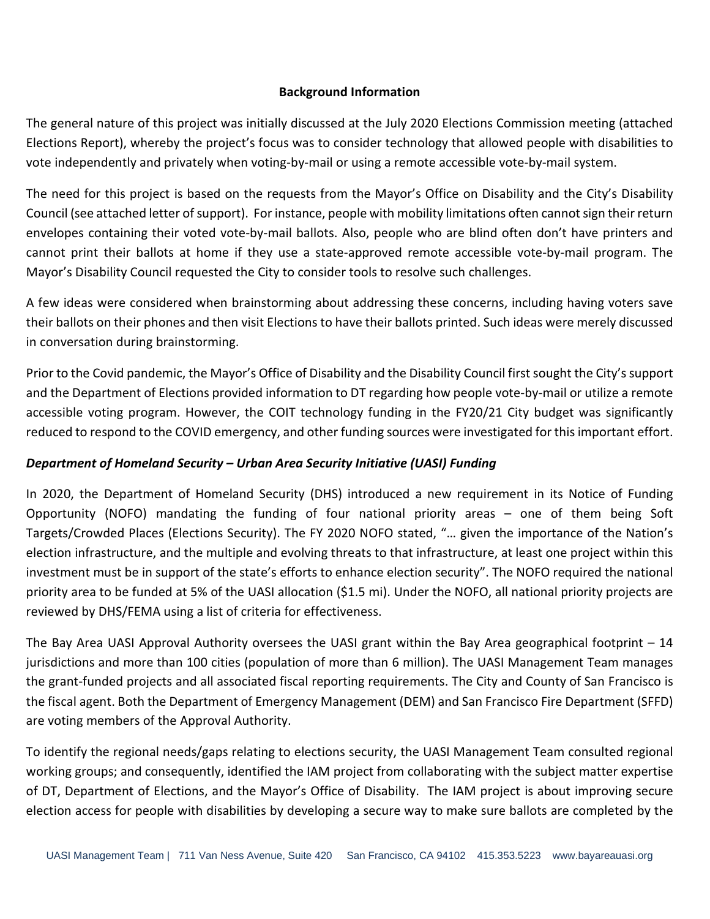**Background Information**

The general nature of this project was initially discussed at the July 2020 Elections Commission meeting (attached Elections Report), whereby the project's focus was to consider technology that allowed people with disabilities to vote independently and privately when voting-by-mail or using a remote accessible vote-by-mail system.

The need for this project is based on the requests from the Mayor's Office on Disability and the City's Disability Council (see attached letter of support). For instance, people with mobility limitations often cannot sign their return envelopes containing their voted vote-by-mail ballots. Also, people who are blind often don't have printers and cannot print their ballots at home if they use a state-approved remote accessible vote-by-mail program. The Mayor's Disability Council requested the City to consider tools to resolve such challenges.

A few ideas were considered when brainstorming about addressing these concerns, including having voters save their ballots on their phones and then visit Elections to have their ballots printed. Such ideas were merely discussed in conversation during brainstorming.

Prior to the Covid pandemic, the Mayor's Office of Disability and the Disability Council first sought the City's support and the Department of Elections provided information to DT regarding how people vote-by-mail or utilize a remote accessible voting program. However, the COIT technology funding in the FY20/21 City budget was significantly reduced to respond to the COVID emergency, and other funding sources were investigated for this important effort.

***Department of Homeland Security – Urban Area Security Initiative (UASI) Funding***

In 2020, the Department of Homeland Security (DHS) introduced a new requirement in its Notice of Funding Opportunity (NOFO) mandating the funding of four national priority areas – one of them being Soft Targets/Crowded Places (Elections Security). The FY 2020 NOFO stated, "… given the importance of the Nation's election infrastructure, and the multiple and evolving threats to that infrastructure, at least one project within this investment must be in support of the state's efforts to enhance election security". The NOFO required the national priority area to be funded at 5% of the UASI allocation ($1.5 mi). Under the NOFO, all national priority projects are reviewed by DHS/FEMA using a list of criteria for effectiveness.

The Bay Area UASI Approval Authority oversees the UASI grant within the Bay Area geographical footprint – 14 jurisdictions and more than 100 cities (population of more than 6 million). The UASI Management Team manages the grant-funded projects and all associated fiscal reporting requirements. The City and County of San Francisco is the fiscal agent. Both the Department of Emergency Management (DEM) and San Francisco Fire Department (SFFD) are voting members of the Approval Authority.

To identify the regional needs/gaps relating to elections security, the UASI Management Team consulted regional working groups; and consequently, identified the IAM project from collaborating with the subject matter expertise of DT, Department of Elections, and the Mayor's Office of Disability. The IAM project is about improving secure election access for people with disabilities by developing a secure way to make sure ballots are completed by the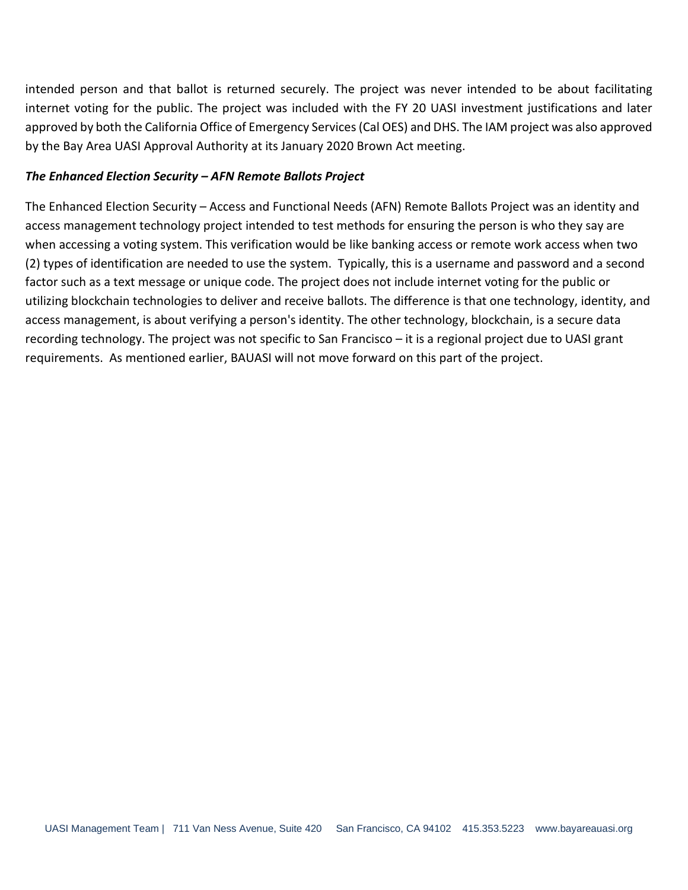intended person and that ballot is returned securely. The project was never intended to be about facilitating internet voting for the public. The project was included with the FY 20 UASI investment justifications and later approved by both the California Office of Emergency Services (Cal OES) and DHS. The IAM project was also approved by the Bay Area UASI Approval Authority at its January 2020 Brown Act meeting.

***The Enhanced Election Security – AFN Remote Ballots Project***

The Enhanced Election Security – Access and Functional Needs (AFN) Remote Ballots Project was an identity and access management technology project intended to test methods for ensuring the person is who they say are when accessing a voting system. This verification would be like banking access or remote work access when two (2) types of identification are needed to use the system. Typically, this is a username and password and a second factor such as a text message or unique code. The project does not include internet voting for the public or utilizing blockchain technologies to deliver and receive ballots. The difference is that one technology, identity, and access management, is about verifying a person's identity. The other technology, blockchain, is a secure data recording technology. The project was not specific to San Francisco – it is a regional project due to UASI grant requirements. As mentioned earlier, BAUASI will not move forward on this part of the project.